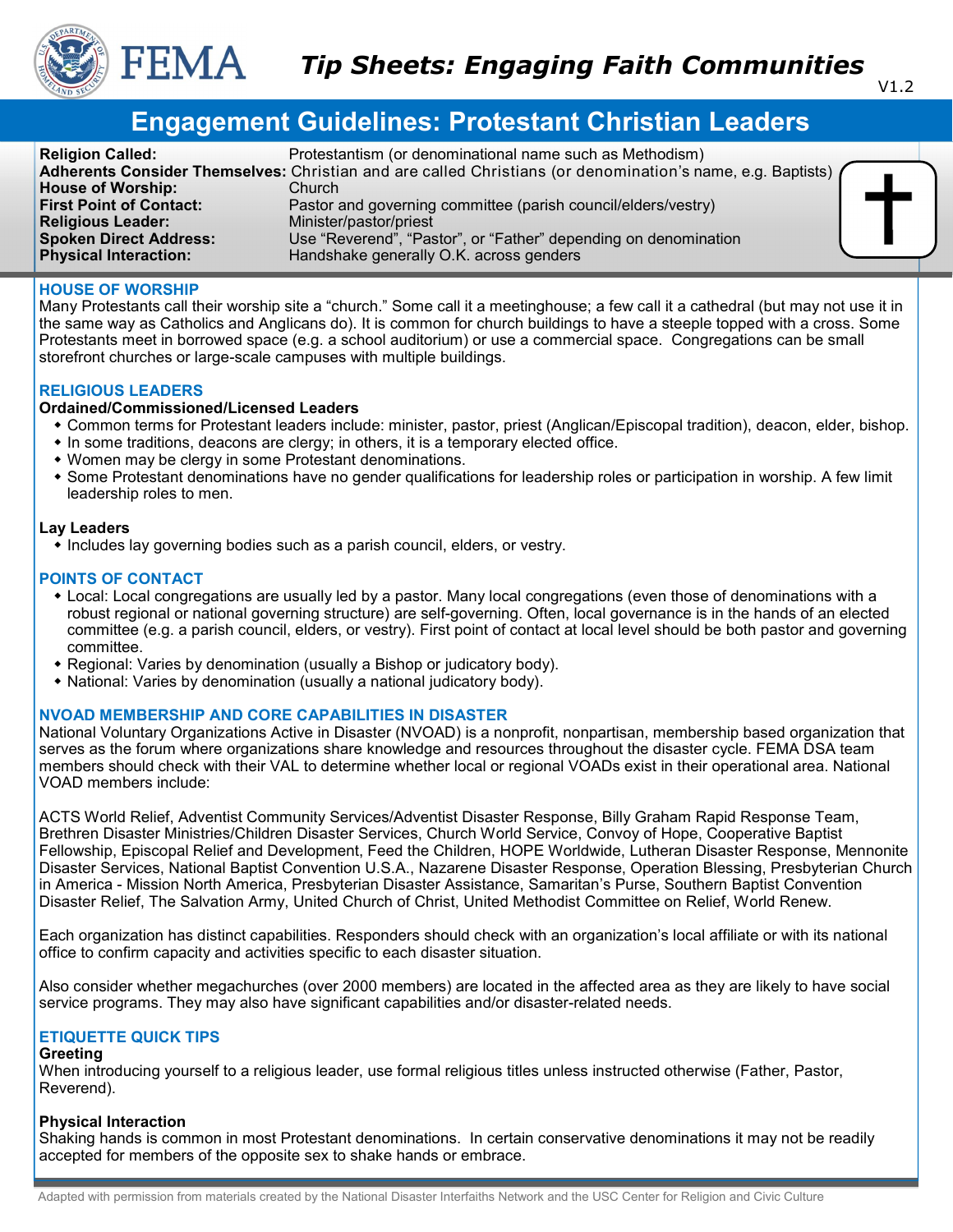# Tip Sheets: Engaging Faith Communities

V1.2

## Engagement Guidelines: Protestant Christian Leaders

**Religion Called:** Protestantism (or denominational name such as Methodism)
**Adherents Consider Themselves:** Christian and are called Christians (or denomination's name, e.g. Baptists)
**House of Worship:** Church
**First Point of Contact:** Pastor and governing committee (parish council/elders/vestry)
**Religious Leader:** Minister/pastor/priest
**Spoken Direct Address:** Use "Reverend", "Pastor", or "Father" depending on denomination
**Physical Interaction:** Handshake generally O.K. across genders

### HOUSE OF WORSHIP

Many Protestants call their worship site a "church." Some call it a meetinghouse; a few call it a cathedral (but may not use it in the same way as Catholics and Anglicans do). It is common for church buildings to have a steeple topped with a cross. Some Protestants meet in borrowed space (e.g. a school auditorium) or use a commercial space. Congregations can be small storefront churches or large-scale campuses with multiple buildings.

### RELIGIOUS LEADERS

**Ordained/Commissioned/Licensed Leaders**

- Common terms for Protestant leaders include: minister, pastor, priest (Anglican/Episcopal tradition), deacon, elder, bishop.
- In some traditions, deacons are clergy; in others, it is a temporary elected office.
- Women may be clergy in some Protestant denominations.
- Some Protestant denominations have no gender qualifications for leadership roles or participation in worship. A few limit leadership roles to men.

**Lay Leaders**

- Includes lay governing bodies such as a parish council, elders, or vestry.

### POINTS OF CONTACT

- Local: Local congregations are usually led by a pastor. Many local congregations (even those of denominations with a robust regional or national governing structure) are self-governing. Often, local governance is in the hands of an elected committee (e.g. a parish council, elders, or vestry). First point of contact at local level should be both pastor and governing committee.
- Regional: Varies by denomination (usually a Bishop or judicatory body).
- National: Varies by denomination (usually a national judicatory body).

### NVOAD MEMBERSHIP AND CORE CAPABILITIES IN DISASTER

National Voluntary Organizations Active in Disaster (NVOAD) is a nonprofit, nonpartisan, membership based organization that serves as the forum where organizations share knowledge and resources throughout the disaster cycle. FEMA DSA team members should check with their VAL to determine whether local or regional VOADs exist in their operational area. National VOAD members include:

ACTS World Relief, Adventist Community Services/Adventist Disaster Response, Billy Graham Rapid Response Team, Brethren Disaster Ministries/Children Disaster Services, Church World Service, Convoy of Hope, Cooperative Baptist Fellowship, Episcopal Relief and Development, Feed the Children, HOPE Worldwide, Lutheran Disaster Response, Mennonite Disaster Services, National Baptist Convention U.S.A., Nazarene Disaster Response, Operation Blessing, Presbyterian Church in America - Mission North America, Presbyterian Disaster Assistance, Samaritan's Purse, Southern Baptist Convention Disaster Relief, The Salvation Army, United Church of Christ, United Methodist Committee on Relief, World Renew.

Each organization has distinct capabilities. Responders should check with an organization's local affiliate or with its national office to confirm capacity and activities specific to each disaster situation.

Also consider whether megachurches (over 2000 members) are located in the affected area as they are likely to have social service programs. They may also have significant capabilities and/or disaster-related needs.

### ETIQUETTE QUICK TIPS

**Greeting**

When introducing yourself to a religious leader, use formal religious titles unless instructed otherwise (Father, Pastor, Reverend).

**Physical Interaction**

Shaking hands is common in most Protestant denominations. In certain conservative denominations it may not be readily accepted for members of the opposite sex to shake hands or embrace.

Adapted with permission from materials created by the National Disaster Interfaiths Network and the USC Center for Religion and Civic Culture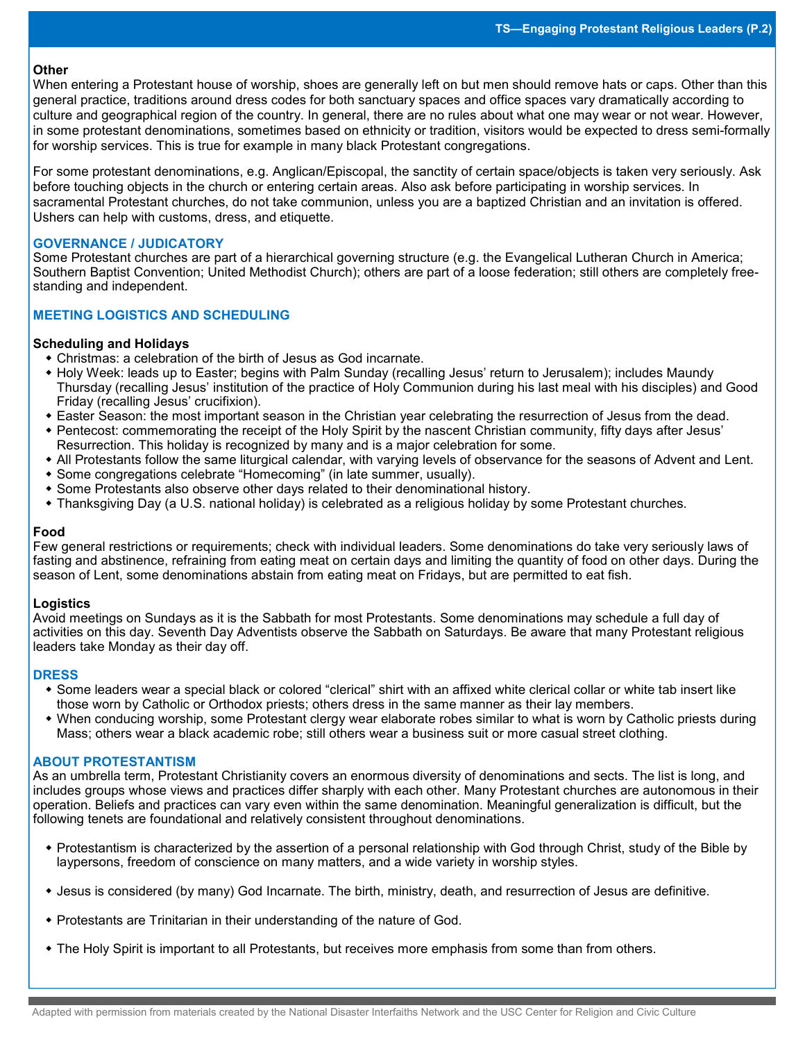**Other**

When entering a Protestant house of worship, shoes are generally left on but men should remove hats or caps. Other than this general practice, traditions around dress codes for both sanctuary spaces and office spaces vary dramatically according to culture and geographical region of the country. In general, there are no rules about what one may wear or not wear. However, in some protestant denominations, sometimes based on ethnicity or tradition, visitors would be expected to dress semi-formally for worship services. This is true for example in many black Protestant congregations.

For some protestant denominations, e.g. Anglican/Episcopal, the sanctity of certain space/objects is taken very seriously. Ask before touching objects in the church or entering certain areas. Also ask before participating in worship services. In sacramental Protestant churches, do not take communion, unless you are a baptized Christian and an invitation is offered. Ushers can help with customs, dress, and etiquette.

## GOVERNANCE / JUDICATORY

Some Protestant churches are part of a hierarchical governing structure (e.g. the Evangelical Lutheran Church in America; Southern Baptist Convention; United Methodist Church); others are part of a loose federation; still others are completely free-standing and independent.

## MEETING LOGISTICS AND SCHEDULING

**Scheduling and Holidays**

- Christmas: a celebration of the birth of Jesus as God incarnate.
- Holy Week: leads up to Easter; begins with Palm Sunday (recalling Jesus' return to Jerusalem); includes Maundy Thursday (recalling Jesus' institution of the practice of Holy Communion during his last meal with his disciples) and Good Friday (recalling Jesus' crucifixion).
- Easter Season: the most important season in the Christian year celebrating the resurrection of Jesus from the dead.
- Pentecost: commemorating the receipt of the Holy Spirit by the nascent Christian community, fifty days after Jesus' Resurrection. This holiday is recognized by many and is a major celebration for some.
- All Protestants follow the same liturgical calendar, with varying levels of observance for the seasons of Advent and Lent.
- Some congregations celebrate "Homecoming" (in late summer, usually).
- Some Protestants also observe other days related to their denominational history.
- Thanksgiving Day (a U.S. national holiday) is celebrated as a religious holiday by some Protestant churches.

**Food**

Few general restrictions or requirements; check with individual leaders. Some denominations do take very seriously laws of fasting and abstinence, refraining from eating meat on certain days and limiting the quantity of food on other days. During the season of Lent, some denominations abstain from eating meat on Fridays, but are permitted to eat fish.

**Logistics**

Avoid meetings on Sundays as it is the Sabbath for most Protestants. Some denominations may schedule a full day of activities on this day. Seventh Day Adventists observe the Sabbath on Saturdays. Be aware that many Protestant religious leaders take Monday as their day off.

## DRESS

- Some leaders wear a special black or colored "clerical" shirt with an affixed white clerical collar or white tab insert like those worn by Catholic or Orthodox priests; others dress in the same manner as their lay members.
- When conducing worship, some Protestant clergy wear elaborate robes similar to what is worn by Catholic priests during Mass; others wear a black academic robe; still others wear a business suit or more casual street clothing.

## ABOUT PROTESTANTISM

As an umbrella term, Protestant Christianity covers an enormous diversity of denominations and sects. The list is long, and includes groups whose views and practices differ sharply with each other. Many Protestant churches are autonomous in their operation. Beliefs and practices can vary even within the same denomination. Meaningful generalization is difficult, but the following tenets are foundational and relatively consistent throughout denominations.

- Protestantism is characterized by the assertion of a personal relationship with God through Christ, study of the Bible by laypersons, freedom of conscience on many matters, and a wide variety in worship styles.
- Jesus is considered (by many) God Incarnate. The birth, ministry, death, and resurrection of Jesus are definitive.
- Protestants are Trinitarian in their understanding of the nature of God.
- The Holy Spirit is important to all Protestants, but receives more emphasis from some than from others.

Adapted with permission from materials created by the National Disaster Interfaiths Network and the USC Center for Religion and Civic Culture